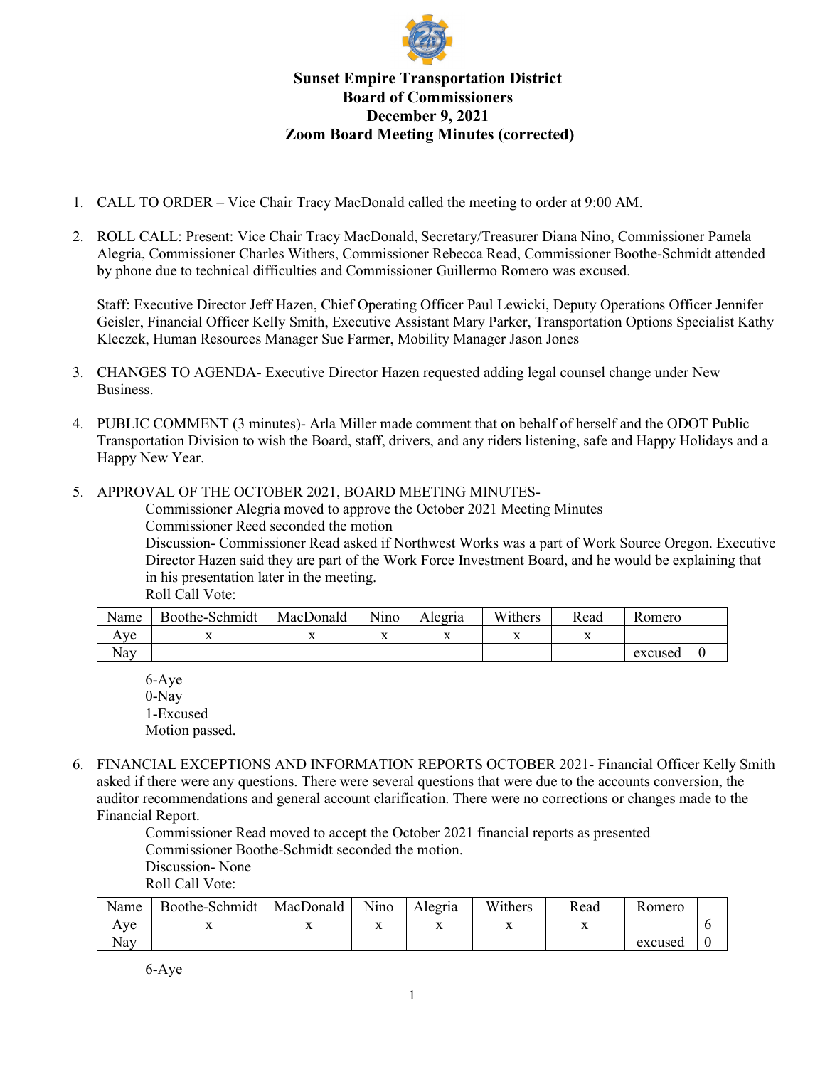# Sunset Empire Transportation District
## Board of Commissioners
## December 9, 2021
## Zoom Board Meeting Minutes (corrected)

1. CALL TO ORDER – Vice Chair Tracy MacDonald called the meeting to order at 9:00 AM.

2. ROLL CALL: Present: Vice Chair Tracy MacDonald, Secretary/Treasurer Diana Nino, Commissioner Pamela Alegria, Commissioner Charles Withers, Commissioner Rebecca Read, Commissioner Boothe-Schmidt attended by phone due to technical difficulties and Commissioner Guillermo Romero was excused.

   Staff: Executive Director Jeff Hazen, Chief Operating Officer Paul Lewicki, Deputy Operations Officer Jennifer Geisler, Financial Officer Kelly Smith, Executive Assistant Mary Parker, Transportation Options Specialist Kathy Kleczek, Human Resources Manager Sue Farmer, Mobility Manager Jason Jones

3. CHANGES TO AGENDA- Executive Director Hazen requested adding legal counsel change under New Business.

4. PUBLIC COMMENT (3 minutes)- Arla Miller made comment that on behalf of herself and the ODOT Public Transportation Division to wish the Board, staff, drivers, and any riders listening, safe and Happy Holidays and a Happy New Year.

5. APPROVAL OF THE OCTOBER 2021, BOARD MEETING MINUTES-

   Commissioner Alegria moved to approve the October 2021 Meeting Minutes
   Commissioner Reed seconded the motion
   Discussion- Commissioner Read asked if Northwest Works was a part of Work Source Oregon. Executive Director Hazen said they are part of the Work Force Investment Board, and he would be explaining that in his presentation later in the meeting.
   Roll Call Vote:

| Name | Boothe-Schmidt | MacDonald | Nino | Alegria | Withers | Read | Romero | |
|---|---|---|---|---|---|---|---|---|
| Aye | x | x | x | x | x | x | | |
| Nay | | | | | | | excused | 0 |

   6-Aye
   0-Nay
   1-Excused
   Motion passed.

6. FINANCIAL EXCEPTIONS AND INFORMATION REPORTS OCTOBER 2021- Financial Officer Kelly Smith asked if there were any questions. There were several questions that were due to the accounts conversion, the auditor recommendations and general account clarification. There were no corrections or changes made to the Financial Report.

   Commissioner Read moved to accept the October 2021 financial reports as presented
   Commissioner Boothe-Schmidt seconded the motion.
   Discussion- None
   Roll Call Vote:

| Name | Boothe-Schmidt | MacDonald | Nino | Alegria | Withers | Read | Romero | |
|---|---|---|---|---|---|---|---|---|
| Aye | x | x | x | x | x | x | | 6 |
| Nay | | | | | | | excused | 0 |

   6-Aye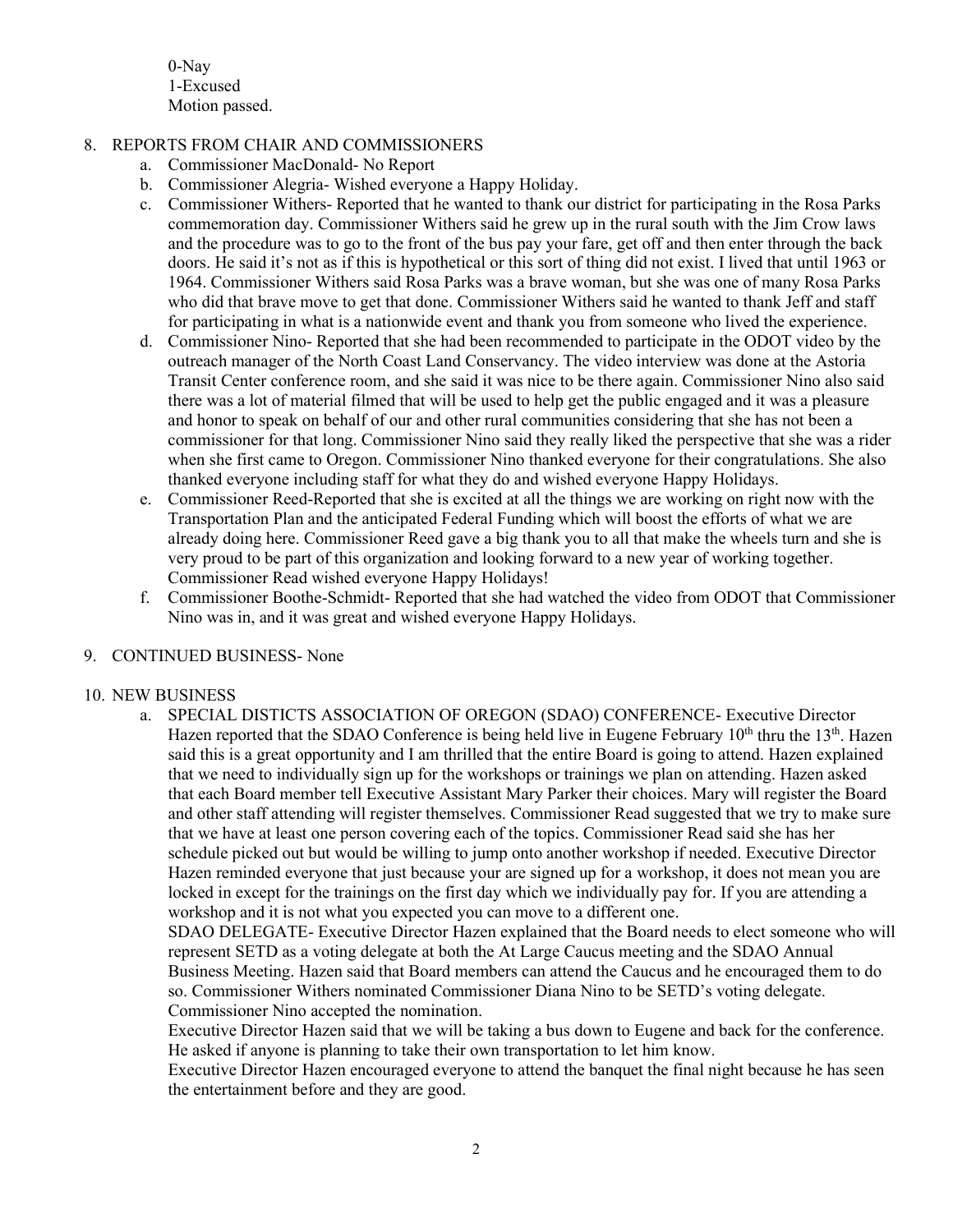0-Nay
1-Excused
Motion passed.

8. REPORTS FROM CHAIR AND COMMISSIONERS
   a. Commissioner MacDonald- No Report
   b. Commissioner Alegria- Wished everyone a Happy Holiday.
   c. Commissioner Withers- Reported that he wanted to thank our district for participating in the Rosa Parks commemoration day. Commissioner Withers said he grew up in the rural south with the Jim Crow laws and the procedure was to go to the front of the bus pay your fare, get off and then enter through the back doors. He said it's not as if this is hypothetical or this sort of thing did not exist. I lived that until 1963 or 1964. Commissioner Withers said Rosa Parks was a brave woman, but she was one of many Rosa Parks who did that brave move to get that done. Commissioner Withers said he wanted to thank Jeff and staff for participating in what is a nationwide event and thank you from someone who lived the experience.
   d. Commissioner Nino- Reported that she had been recommended to participate in the ODOT video by the outreach manager of the North Coast Land Conservancy. The video interview was done at the Astoria Transit Center conference room, and she said it was nice to be there again. Commissioner Nino also said there was a lot of material filmed that will be used to help get the public engaged and it was a pleasure and honor to speak on behalf of our and other rural communities considering that she has not been a commissioner for that long. Commissioner Nino said they really liked the perspective that she was a rider when she first came to Oregon. Commissioner Nino thanked everyone for their congratulations. She also thanked everyone including staff for what they do and wished everyone Happy Holidays.
   e. Commissioner Reed-Reported that she is excited at all the things we are working on right now with the Transportation Plan and the anticipated Federal Funding which will boost the efforts of what we are already doing here. Commissioner Reed gave a big thank you to all that make the wheels turn and she is very proud to be part of this organization and looking forward to a new year of working together. Commissioner Read wished everyone Happy Holidays!
   f. Commissioner Boothe-Schmidt- Reported that she had watched the video from ODOT that Commissioner Nino was in, and it was great and wished everyone Happy Holidays.

9. CONTINUED BUSINESS- None

10. NEW BUSINESS
    a. SPECIAL DISTICTS ASSOCIATION OF OREGON (SDAO) CONFERENCE- Executive Director Hazen reported that the SDAO Conference is being held live in Eugene February 10th thru the 13th. Hazen said this is a great opportunity and I am thrilled that the entire Board is going to attend. Hazen explained that we need to individually sign up for the workshops or trainings we plan on attending. Hazen asked that each Board member tell Executive Assistant Mary Parker their choices. Mary will register the Board and other staff attending will register themselves. Commissioner Read suggested that we try to make sure that we have at least one person covering each of the topics. Commissioner Read said she has her schedule picked out but would be willing to jump onto another workshop if needed. Executive Director Hazen reminded everyone that just because your are signed up for a workshop, it does not mean you are locked in except for the trainings on the first day which we individually pay for. If you are attending a workshop and it is not what you expected you can move to a different one.

       SDAO DELEGATE- Executive Director Hazen explained that the Board needs to elect someone who will represent SETD as a voting delegate at both the At Large Caucus meeting and the SDAO Annual Business Meeting. Hazen said that Board members can attend the Caucus and he encouraged them to do so. Commissioner Withers nominated Commissioner Diana Nino to be SETD's voting delegate. Commissioner Nino accepted the nomination.

       Executive Director Hazen said that we will be taking a bus down to Eugene and back for the conference. He asked if anyone is planning to take their own transportation to let him know.

       Executive Director Hazen encouraged everyone to attend the banquet the final night because he has seen the entertainment before and they are good.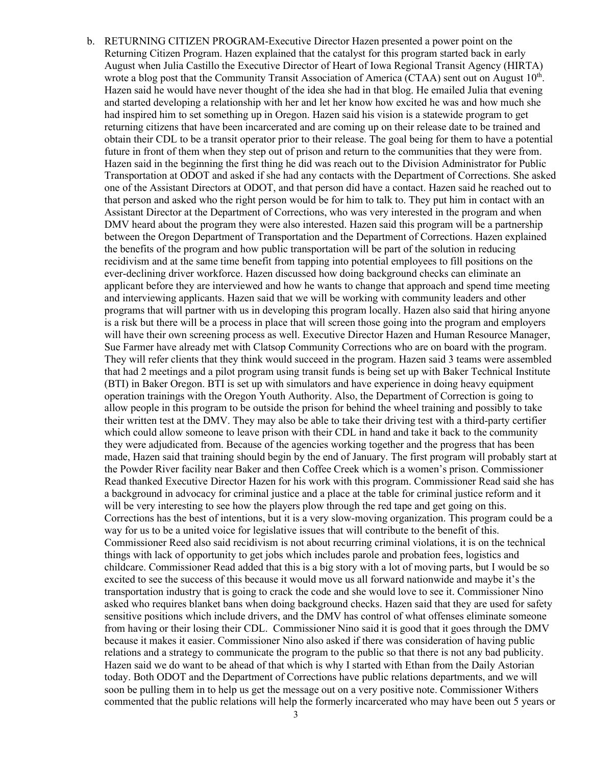b. RETURNING CITIZEN PROGRAM-Executive Director Hazen presented a power point on the Returning Citizen Program. Hazen explained that the catalyst for this program started back in early August when Julia Castillo the Executive Director of Heart of Iowa Regional Transit Agency (HIRTA) wrote a blog post that the Community Transit Association of America (CTAA) sent out on August 10th. Hazen said he would have never thought of the idea she had in that blog. He emailed Julia that evening and started developing a relationship with her and let her know how excited he was and how much she had inspired him to set something up in Oregon. Hazen said his vision is a statewide program to get returning citizens that have been incarcerated and are coming up on their release date to be trained and obtain their CDL to be a transit operator prior to their release. The goal being for them to have a potential future in front of them when they step out of prison and return to the communities that they were from. Hazen said in the beginning the first thing he did was reach out to the Division Administrator for Public Transportation at ODOT and asked if she had any contacts with the Department of Corrections. She asked one of the Assistant Directors at ODOT, and that person did have a contact. Hazen said he reached out to that person and asked who the right person would be for him to talk to. They put him in contact with an Assistant Director at the Department of Corrections, who was very interested in the program and when DMV heard about the program they were also interested. Hazen said this program will be a partnership between the Oregon Department of Transportation and the Department of Corrections. Hazen explained the benefits of the program and how public transportation will be part of the solution in reducing recidivism and at the same time benefit from tapping into potential employees to fill positions on the ever-declining driver workforce. Hazen discussed how doing background checks can eliminate an applicant before they are interviewed and how he wants to change that approach and spend time meeting and interviewing applicants. Hazen said that we will be working with community leaders and other programs that will partner with us in developing this program locally. Hazen also said that hiring anyone is a risk but there will be a process in place that will screen those going into the program and employers will have their own screening process as well. Executive Director Hazen and Human Resource Manager, Sue Farmer have already met with Clatsop Community Corrections who are on board with the program. They will refer clients that they think would succeed in the program. Hazen said 3 teams were assembled that had 2 meetings and a pilot program using transit funds is being set up with Baker Technical Institute (BTI) in Baker Oregon. BTI is set up with simulators and have experience in doing heavy equipment operation trainings with the Oregon Youth Authority. Also, the Department of Correction is going to allow people in this program to be outside the prison for behind the wheel training and possibly to take their written test at the DMV. They may also be able to take their driving test with a third-party certifier which could allow someone to leave prison with their CDL in hand and take it back to the community they were adjudicated from. Because of the agencies working together and the progress that has been made, Hazen said that training should begin by the end of January. The first program will probably start at the Powder River facility near Baker and then Coffee Creek which is a women's prison. Commissioner Read thanked Executive Director Hazen for his work with this program. Commissioner Read said she has a background in advocacy for criminal justice and a place at the table for criminal justice reform and it will be very interesting to see how the players plow through the red tape and get going on this. Corrections has the best of intentions, but it is a very slow-moving organization. This program could be a way for us to be a united voice for legislative issues that will contribute to the benefit of this. Commissioner Reed also said recidivism is not about recurring criminal violations, it is on the technical things with lack of opportunity to get jobs which includes parole and probation fees, logistics and childcare. Commissioner Read added that this is a big story with a lot of moving parts, but I would be so excited to see the success of this because it would move us all forward nationwide and maybe it's the transportation industry that is going to crack the code and she would love to see it. Commissioner Nino asked who requires blanket bans when doing background checks. Hazen said that they are used for safety sensitive positions which include drivers, and the DMV has control of what offenses eliminate someone from having or their losing their CDL. Commissioner Nino said it is good that it goes through the DMV because it makes it easier. Commissioner Nino also asked if there was consideration of having public relations and a strategy to communicate the program to the public so that there is not any bad publicity. Hazen said we do want to be ahead of that which is why I started with Ethan from the Daily Astorian today. Both ODOT and the Department of Corrections have public relations departments, and we will soon be pulling them in to help us get the message out on a very positive note. Commissioner Withers commented that the public relations will help the formerly incarcerated who may have been out 5 years or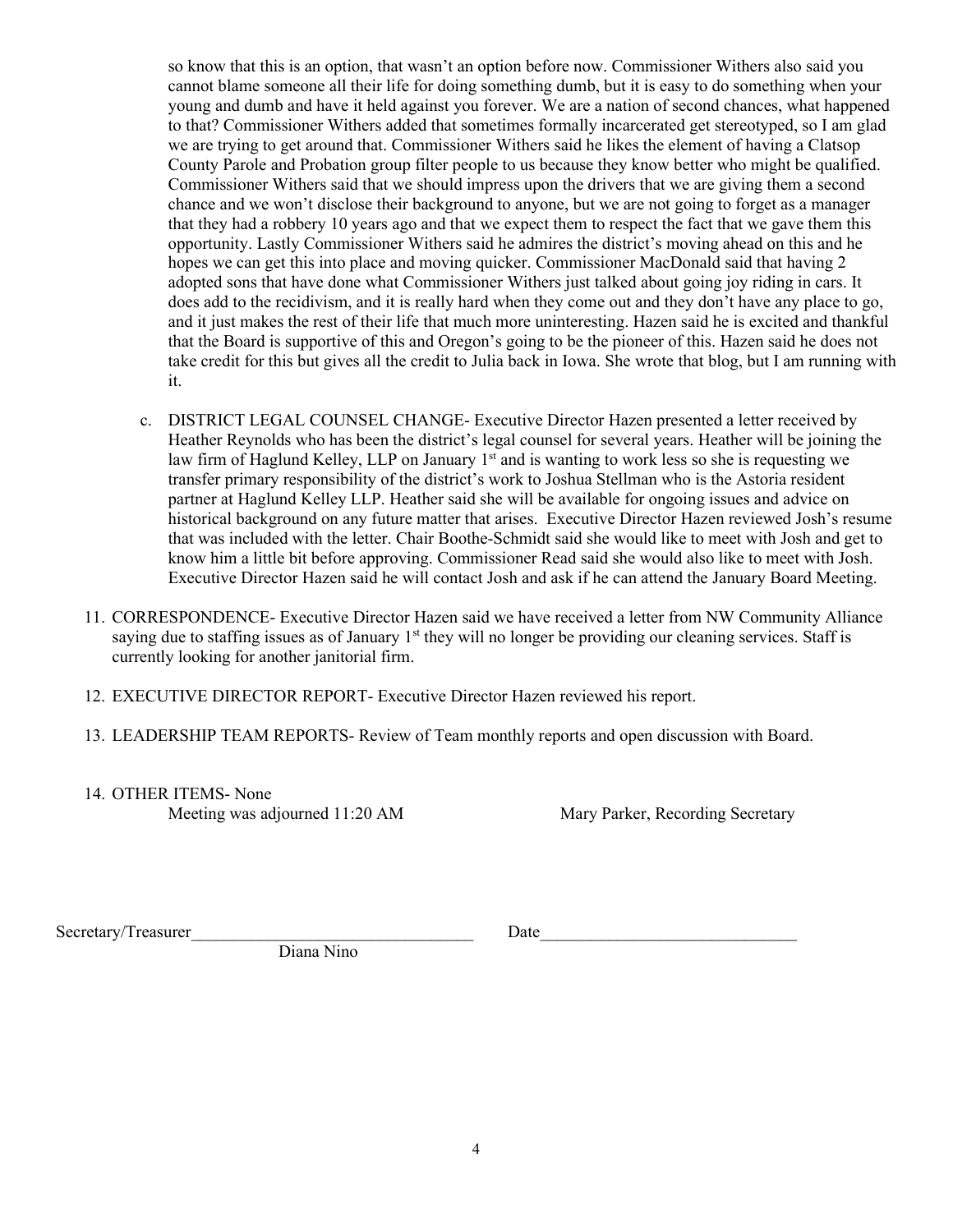so know that this is an option, that wasn't an option before now. Commissioner Withers also said you cannot blame someone all their life for doing something dumb, but it is easy to do something when your young and dumb and have it held against you forever. We are a nation of second chances, what happened to that? Commissioner Withers added that sometimes formally incarcerated get stereotyped, so I am glad we are trying to get around that. Commissioner Withers said he likes the element of having a Clatsop County Parole and Probation group filter people to us because they know better who might be qualified. Commissioner Withers said that we should impress upon the drivers that we are giving them a second chance and we won't disclose their background to anyone, but we are not going to forget as a manager that they had a robbery 10 years ago and that we expect them to respect the fact that we gave them this opportunity. Lastly Commissioner Withers said he admires the district's moving ahead on this and he hopes we can get this into place and moving quicker. Commissioner MacDonald said that having 2 adopted sons that have done what Commissioner Withers just talked about going joy riding in cars. It does add to the recidivism, and it is really hard when they come out and they don't have any place to go, and it just makes the rest of their life that much more uninteresting. Hazen said he is excited and thankful that the Board is supportive of this and Oregon's going to be the pioneer of this. Hazen said he does not take credit for this but gives all the credit to Julia back in Iowa. She wrote that blog, but I am running with it.

c. DISTRICT LEGAL COUNSEL CHANGE- Executive Director Hazen presented a letter received by Heather Reynolds who has been the district's legal counsel for several years. Heather will be joining the law firm of Haglund Kelley, LLP on January 1st and is wanting to work less so she is requesting we transfer primary responsibility of the district's work to Joshua Stellman who is the Astoria resident partner at Haglund Kelley LLP. Heather said she will be available for ongoing issues and advice on historical background on any future matter that arises. Executive Director Hazen reviewed Josh's resume that was included with the letter. Chair Boothe-Schmidt said she would like to meet with Josh and get to know him a little bit before approving. Commissioner Read said she would also like to meet with Josh. Executive Director Hazen said he will contact Josh and ask if he can attend the January Board Meeting.

11. CORRESPONDENCE- Executive Director Hazen said we have received a letter from NW Community Alliance saying due to staffing issues as of January 1st they will no longer be providing our cleaning services. Staff is currently looking for another janitorial firm.

12. EXECUTIVE DIRECTOR REPORT- Executive Director Hazen reviewed his report.

13. LEADERSHIP TEAM REPORTS- Review of Team monthly reports and open discussion with Board.

14. OTHER ITEMS- None

Meeting was adjourned 11:20 AM

Mary Parker, Recording Secretary

Secretary/Treasurer__________________________________ Date______________________________

Diana Nino